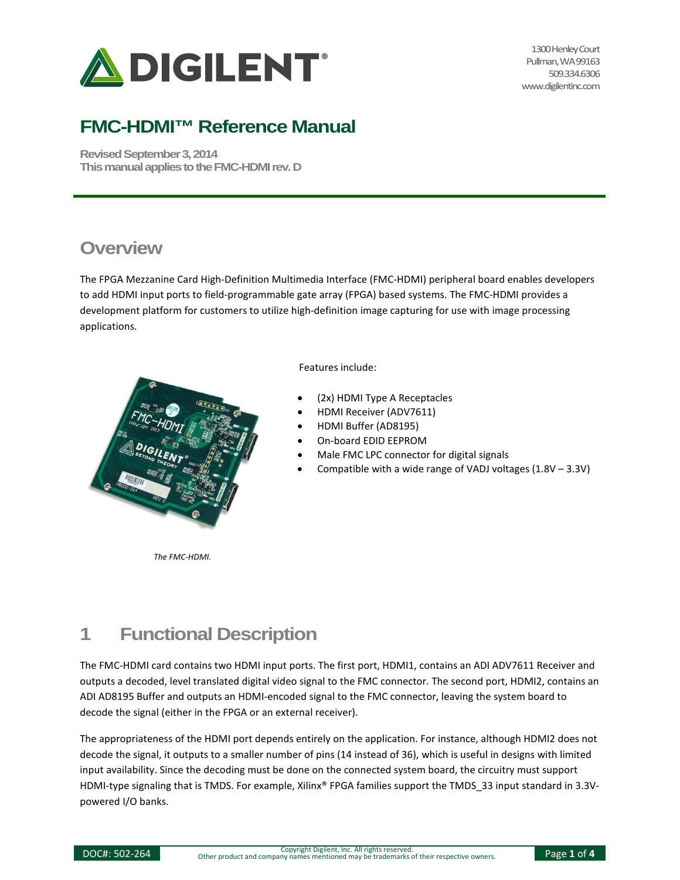DIGILENT®

1300 Henley Court
Pullman, WA 99163
509.334.6306
www.digilentinc.com

# FMC-HDMI™ Reference Manual

**Revised September 3, 2014**
**This manual applies to the FMC-HDMI rev. D**

## Overview

The FPGA Mezzanine Card High-Definition Multimedia Interface (FMC-HDMI) peripheral board enables developers to add HDMI input ports to field-programmable gate array (FPGA) based systems. The FMC-HDMI provides a development platform for customers to utilize high-definition image capturing for use with image processing applications.

*The FMC-HDMI.*

Features include:

- (2x) HDMI Type A Receptacles
- HDMI Receiver (ADV7611)
- HDMI Buffer (AD8195)
- On-board EDID EEPROM
- Male FMC LPC connector for digital signals
- Compatible with a wide range of VADJ voltages (1.8V – 3.3V)

## 1 Functional Description

The FMC-HDMI card contains two HDMI input ports. The first port, HDMI1, contains an ADI ADV7611 Receiver and outputs a decoded, level translated digital video signal to the FMC connector. The second port, HDMI2, contains an ADI AD8195 Buffer and outputs an HDMI-encoded signal to the FMC connector, leaving the system board to decode the signal (either in the FPGA or an external receiver).

The appropriateness of the HDMI port depends entirely on the application. For instance, although HDMI2 does not decode the signal, it outputs to a smaller number of pins (14 instead of 36), which is useful in designs with limited input availability. Since the decoding must be done on the connected system board, the circuitry must support HDMI-type signaling that is TMDS. For example, Xilinx® FPGA families support the TMDS_33 input standard in 3.3V-powered I/O banks.

DOC#: 502-264

Copyright Digilent, Inc. All rights reserved.
Other product and company names mentioned may be trademarks of their respective owners.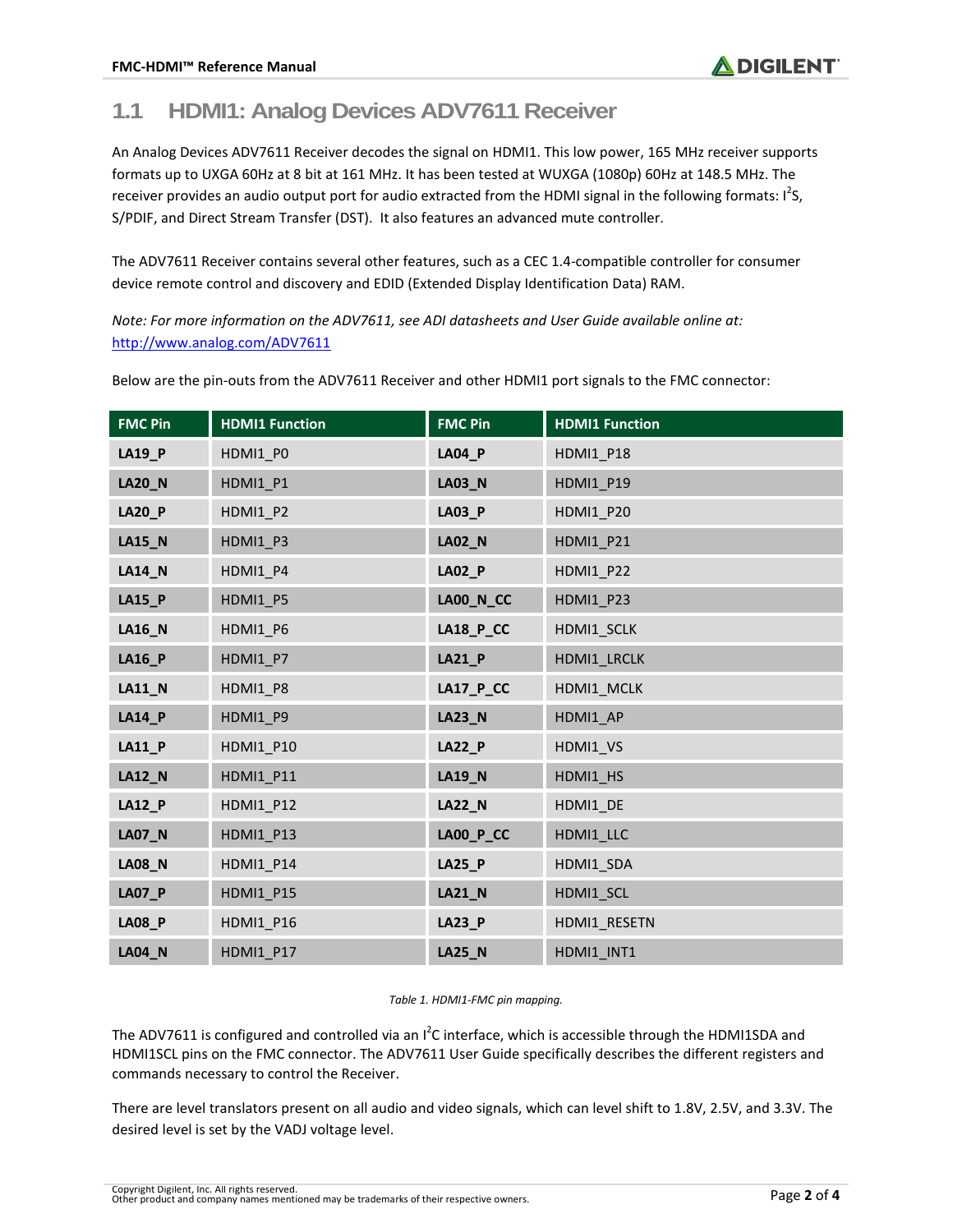## 1.1 HDMI1: Analog Devices ADV7611 Receiver

An Analog Devices ADV7611 Receiver decodes the signal on HDMI1. This low power, 165 MHz receiver supports formats up to UXGA 60Hz at 8 bit at 161 MHz. It has been tested at WUXGA (1080p) 60Hz at 148.5 MHz. The receiver provides an audio output port for audio extracted from the HDMI signal in the following formats: $I^2S$, S/PDIF, and Direct Stream Transfer (DST). It also features an advanced mute controller.

The ADV7611 Receiver contains several other features, such as a CEC 1.4-compatible controller for consumer device remote control and discovery and EDID (Extended Display Identification Data) RAM.

*Note: For more information on the ADV7611, see ADI datasheets and User Guide available online at:* http://www.analog.com/ADV7611

Below are the pin-outs from the ADV7611 Receiver and other HDMI1 port signals to the FMC connector:

| FMC Pin | HDMI1 Function | FMC Pin | HDMI1 Function |
|---|---|---|---|
| **LA19_P** | HDMI1_P0 | **LA04_P** | HDMI1_P18 |
| **LA20_N** | HDMI1_P1 | **LA03_N** | HDMI1_P19 |
| **LA20_P** | HDMI1_P2 | **LA03_P** | HDMI1_P20 |
| **LA15_N** | HDMI1_P3 | **LA02_N** | HDMI1_P21 |
| **LA14_N** | HDMI1_P4 | **LA02_P** | HDMI1_P22 |
| **LA15_P** | HDMI1_P5 | **LA00_N_CC** | HDMI1_P23 |
| **LA16_N** | HDMI1_P6 | **LA18_P_CC** | HDMI1_SCLK |
| **LA16_P** | HDMI1_P7 | **LA21_P** | HDMI1_LRCLK |
| **LA11_N** | HDMI1_P8 | **LA17_P_CC** | HDMI1_MCLK |
| **LA14_P** | HDMI1_P9 | **LA23_N** | HDMI1_AP |
| **LA11_P** | HDMI1_P10 | **LA22_P** | HDMI1_VS |
| **LA12_N** | HDMI1_P11 | **LA19_N** | HDMI1_HS |
| **LA12_P** | HDMI1_P12 | **LA22_N** | HDMI1_DE |
| **LA07_N** | HDMI1_P13 | **LA00_P_CC** | HDMI1_LLC |
| **LA08_N** | HDMI1_P14 | **LA25_P** | HDMI1_SDA |
| **LA07_P** | HDMI1_P15 | **LA21_N** | HDMI1_SCL |
| **LA08_P** | HDMI1_P16 | **LA23_P** | HDMI1_RESETN |
| **LA04_N** | HDMI1_P17 | **LA25_N** | HDMI1_INT1 |

*Table 1. HDMI1-FMC pin mapping.*

The ADV7611 is configured and controlled via an $I^2C$ interface, which is accessible through the HDMI1SDA and HDMI1SCL pins on the FMC connector. The ADV7611 User Guide specifically describes the different registers and commands necessary to control the Receiver.

There are level translators present on all audio and video signals, which can level shift to 1.8V, 2.5V, and 3.3V. The desired level is set by the VADJ voltage level.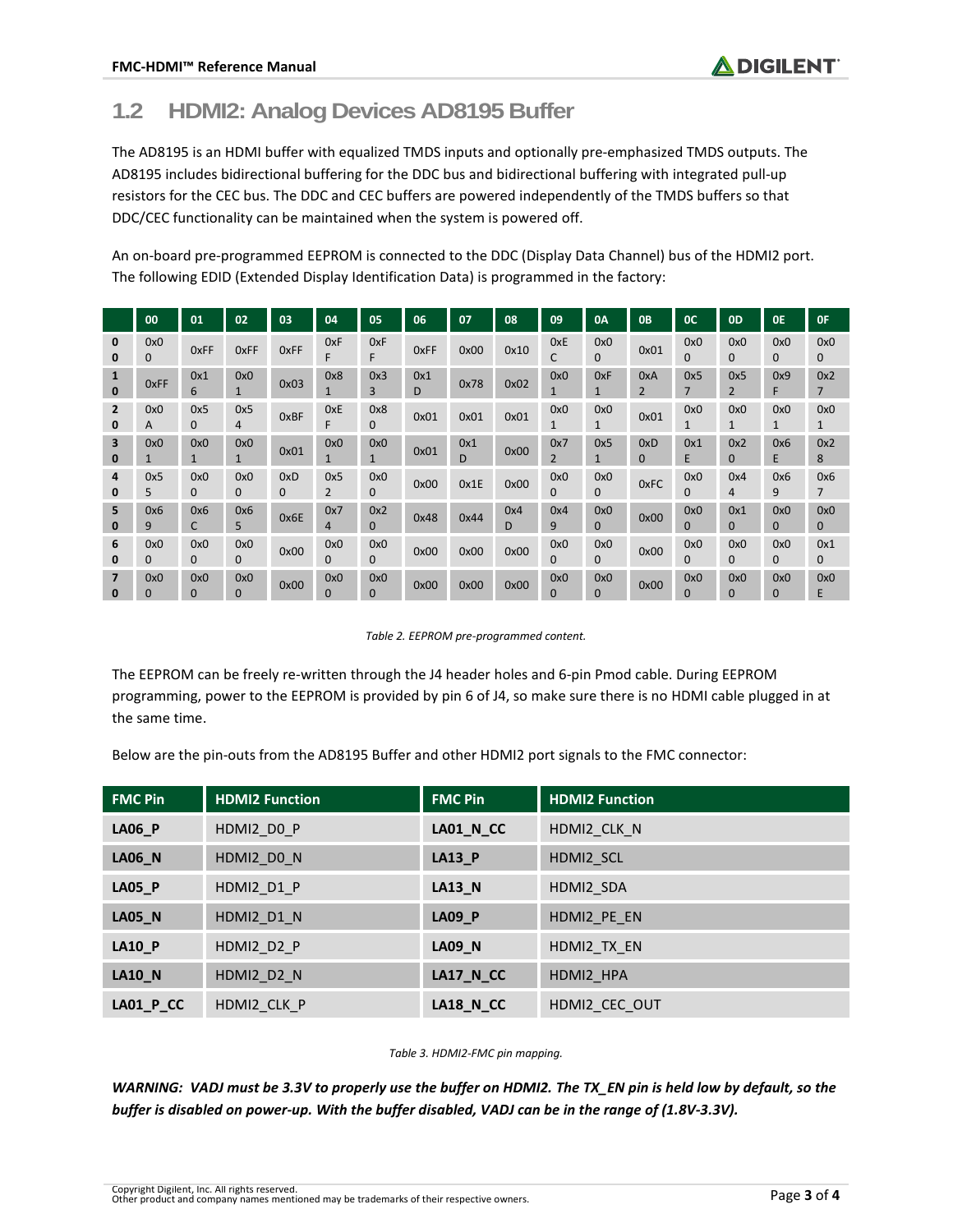## 1.2 HDMI2: Analog Devices AD8195 Buffer

The AD8195 is an HDMI buffer with equalized TMDS inputs and optionally pre-emphasized TMDS outputs. The AD8195 includes bidirectional buffering for the DDC bus and bidirectional buffering with integrated pull-up resistors for the CEC bus. The DDC and CEC buffers are powered independently of the TMDS buffers so that DDC/CEC functionality can be maintained when the system is powered off.

An on-board pre-programmed EEPROM is connected to the DDC (Display Data Channel) bus of the HDMI2 port. The following EDID (Extended Display Identification Data) is programmed in the factory:

| | 00 | 01 | 02 | 03 | 04 | 05 | 06 | 07 | 08 | 09 | 0A | 0B | 0C | 0D | 0E | 0F |
|---|---|---|---|---|---|---|---|---|---|---|---|---|---|---|---|---|
| 00 | 0x00 | 0xFF | 0xFF | 0xFF | 0xFF | 0xFF | 0xFF | 0x00 | 0x10 | 0xEC | 0x00 | 0x01 | 0x00 | 0x00 | 0x00 | 0x00 |
| 10 | 0xFF | 0x16 | 0x01 | 0x03 | 0x81 | 0x33 | 0x1D | 0x78 | 0x02 | 0x01 | 0xF1 | 0xA2 | 0x57 | 0x52 | 0x9F | 0x27 |
| 20 | 0x0A | 0x50 | 0x54 | 0xBF | 0xEF | 0x80 | 0x01 | 0x01 | 0x01 | 0x01 | 0x01 | 0x01 | 0x01 | 0x01 | 0x01 | 0x01 |
| 30 | 0x01 | 0x01 | 0x01 | 0x01 | 0x01 | 0x01 | 0x01 | 0x1D | 0x00 | 0x72 | 0x51 | 0xD0 | 0x1E | 0x20 | 0x6E | 0x28 |
| 40 | 0x55 | 0x00 | 0x00 | 0xD0 | 0x52 | 0x00 | 0x00 | 0x1E | 0x00 | 0x00 | 0x00 | 0xFC | 0x00 | 0x44 | 0x69 | 0x67 |
| 50 | 0x69 | 0x6C | 0x65 | 0x6E | 0x74 | 0x20 | 0x48 | 0x44 | 0x4D | 0x49 | 0x00 | 0x00 | 0x00 | 0x10 | 0x00 | 0x00 |
| 60 | 0x00 | 0x00 | 0x00 | 0x00 | 0x00 | 0x00 | 0x00 | 0x00 | 0x00 | 0x00 | 0x00 | 0x00 | 0x00 | 0x00 | 0x00 | 0x10 |
| 70 | 0x00 | 0x00 | 0x00 | 0x00 | 0x00 | 0x00 | 0x00 | 0x00 | 0x00 | 0x00 | 0x00 | 0x00 | 0x00 | 0x00 | 0x00 | 0x0E |

*Table 2. EEPROM pre-programmed content.*

The EEPROM can be freely re-written through the J4 header holes and 6-pin Pmod cable. During EEPROM programming, power to the EEPROM is provided by pin 6 of J4, so make sure there is no HDMI cable plugged in at the same time.

Below are the pin-outs from the AD8195 Buffer and other HDMI2 port signals to the FMC connector:

| FMC Pin | HDMI2 Function | FMC Pin | HDMI2 Function |
|---|---|---|---|
| **LA06_P** | HDMI2_D0_P | **LA01_N_CC** | HDMI2_CLK_N |
| **LA06_N** | HDMI2_D0_N | **LA13_P** | HDMI2_SCL |
| **LA05_P** | HDMI2_D1_P | **LA13_N** | HDMI2_SDA |
| **LA05_N** | HDMI2_D1_N | **LA09_P** | HDMI2_PE_EN |
| **LA10_P** | HDMI2_D2_P | **LA09_N** | HDMI2_TX_EN |
| **LA10_N** | HDMI2_D2_N | **LA17_N_CC** | HDMI2_HPA |
| **LA01_P_CC** | HDMI2_CLK_P | **LA18_N_CC** | HDMI2_CEC_OUT |

*Table 3. HDMI2-FMC pin mapping.*

***WARNING: VADJ must be 3.3V to properly use the buffer on HDMI2. The TX_EN pin is held low by default, so the buffer is disabled on power-up. With the buffer disabled, VADJ can be in the range of (1.8V-3.3V).***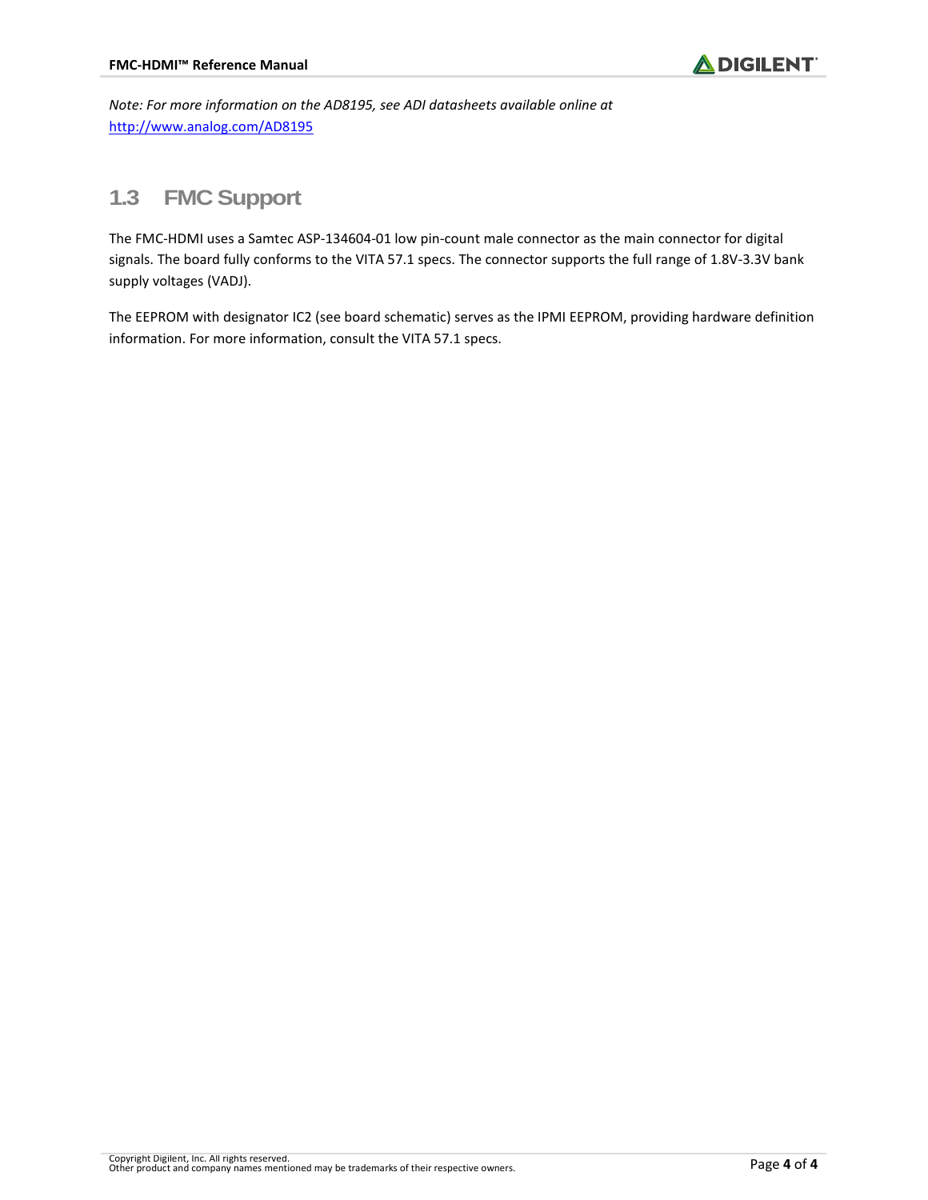*Note: For more information on the AD8195, see ADI datasheets available online at* [http://www.analog.com/AD8195](http://www.analog.com/AD8195)

## 1.3 FMC Support

The FMC-HDMI uses a Samtec ASP-134604-01 low pin-count male connector as the main connector for digital signals. The board fully conforms to the VITA 57.1 specs. The connector supports the full range of 1.8V-3.3V bank supply voltages (VADJ).

The EEPROM with designator IC2 (see board schematic) serves as the IPMI EEPROM, providing hardware definition information. For more information, consult the VITA 57.1 specs.